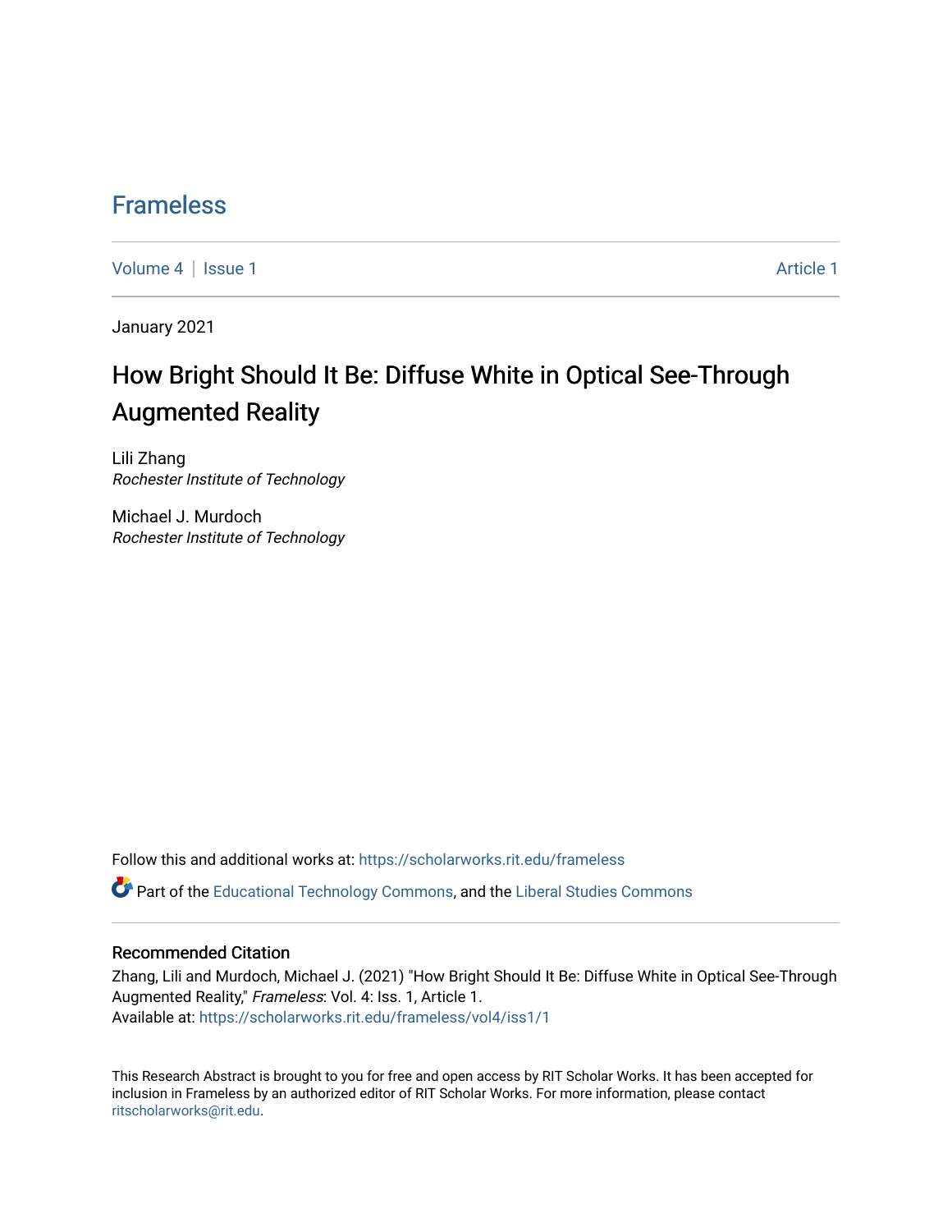# Frameless

Volume 4 | Issue 1 Article 1

January 2021

## How Bright Should It Be: Diffuse White in Optical See-Through Augmented Reality

Lili Zhang
*Rochester Institute of Technology*

Michael J. Murdoch
*Rochester Institute of Technology*

Follow this and additional works at: https://scholarworks.rit.edu/frameless

Part of the Educational Technology Commons, and the Liberal Studies Commons

### Recommended Citation

Zhang, Lili and Murdoch, Michael J. (2021) "How Bright Should It Be: Diffuse White in Optical See-Through Augmented Reality," *Frameless*: Vol. 4: Iss. 1, Article 1.
Available at: https://scholarworks.rit.edu/frameless/vol4/iss1/1

This Research Abstract is brought to you for free and open access by RIT Scholar Works. It has been accepted for inclusion in Frameless by an authorized editor of RIT Scholar Works. For more information, please contact ritscholarworks@rit.edu.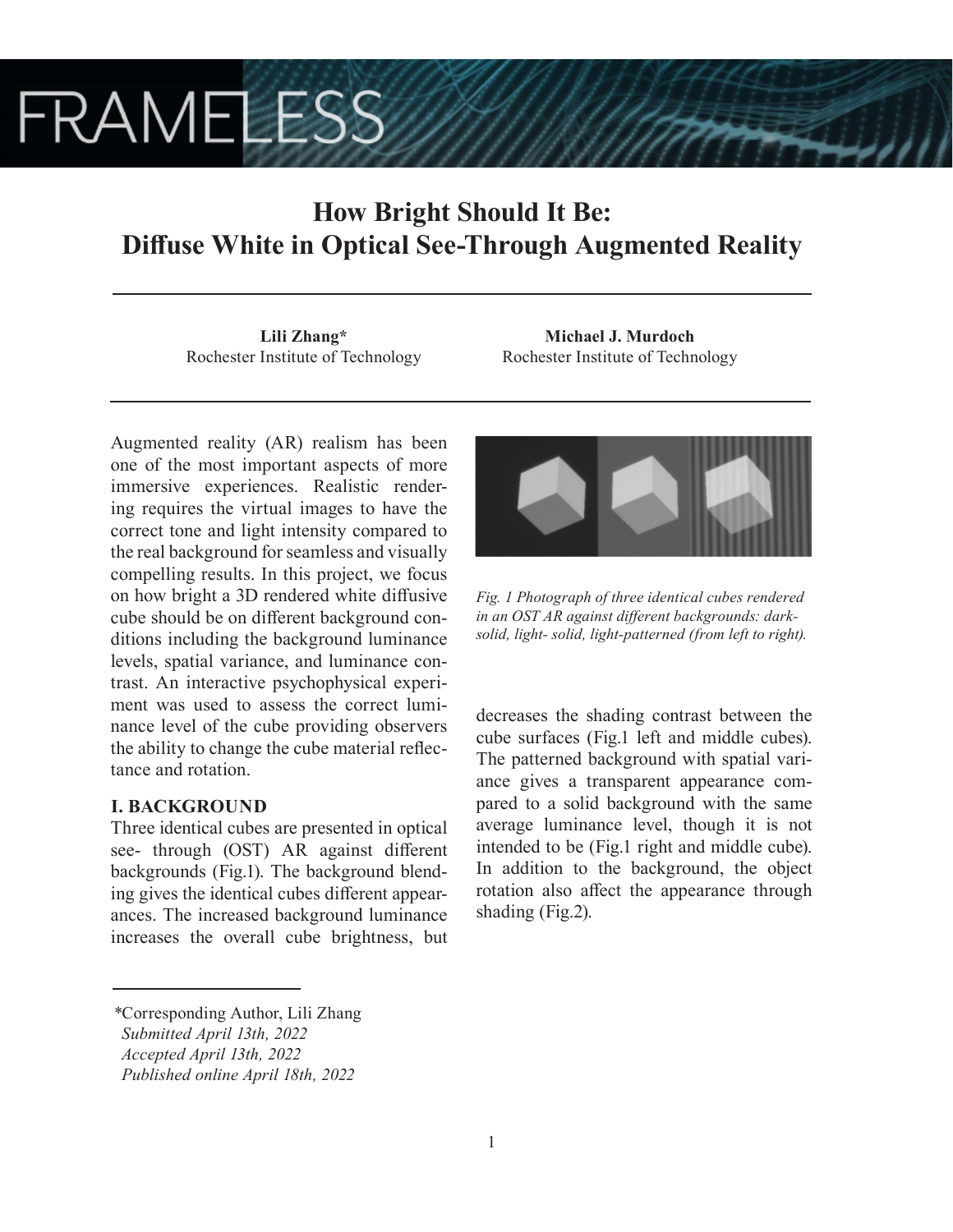# How Bright Should It Be: Diffuse White in Optical See-Through Augmented Reality

**Lili Zhang***
Rochester Institute of Technology

**Michael J. Murdoch**
Rochester Institute of Technology

Augmented reality (AR) realism has been one of the most important aspects of more immersive experiences. Realistic rendering requires the virtual images to have the correct tone and light intensity compared to the real background for seamless and visually compelling results. In this project, we focus on how bright a 3D rendered white diffusive cube should be on different background conditions including the background luminance levels, spatial variance, and luminance contrast. An interactive psychophysical experiment was used to assess the correct luminance level of the cube providing observers the ability to change the cube material reflectance and rotation.

## I. BACKGROUND

Three identical cubes are presented in optical see- through (OST) AR against different backgrounds (Fig.1). The background blending gives the identical cubes different appearances. The increased background luminance increases the overall cube brightness, but decreases the shading contrast between the cube surfaces (Fig.1 left and middle cubes). The patterned background with spatial variance gives a transparent appearance compared to a solid background with the same average luminance level, though it is not intended to be (Fig.1 right and middle cube). In addition to the background, the object rotation also affect the appearance through shading (Fig.2).

*Fig. 1 Photograph of three identical cubes rendered in an OST AR against different backgrounds: dark-solid, light- solid, light-patterned (from left to right).*

*Corresponding Author, Lili Zhang
*Submitted April 13th, 2022*
*Accepted April 13th, 2022*
*Published online April 18th, 2022*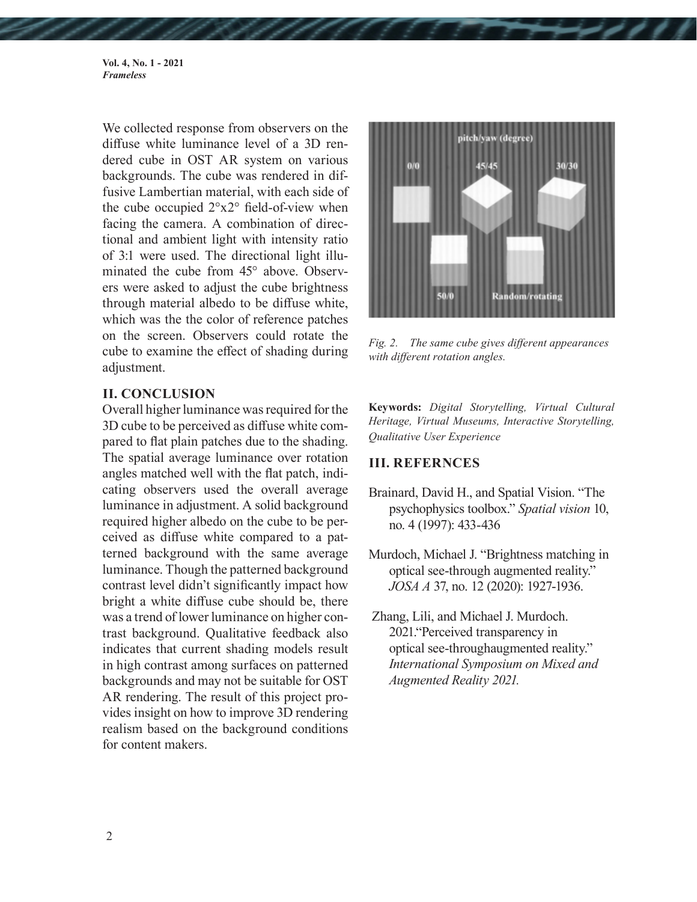We collected response from observers on the diffuse white luminance level of a 3D rendered cube in OST AR system on various backgrounds. The cube was rendered in diffusive Lambertian material, with each side of the cube occupied 2°x2° field-of-view when facing the camera. A combination of directional and ambient light with intensity ratio of 3:1 were used. The directional light illuminated the cube from 45° above. Observers were asked to adjust the cube brightness through material albedo to be diffuse white, which was the the color of reference patches on the screen. Observers could rotate the cube to examine the effect of shading during adjustment.

## II. CONCLUSION

Overall higher luminance was required for the 3D cube to be perceived as diffuse white compared to flat plain patches due to the shading. The spatial average luminance over rotation angles matched well with the flat patch, indicating observers used the overall average luminance in adjustment. A solid background required higher albedo on the cube to be perceived as diffuse white compared to a patterned background with the same average luminance. Though the patterned background contrast level didn't significantly impact how bright a white diffuse cube should be, there was a trend of lower luminance on higher contrast background. Qualitative feedback also indicates that current shading models result in high contrast among surfaces on patterned backgrounds and may not be suitable for OST AR rendering. The result of this project provides insight on how to improve 3D rendering realism based on the background conditions for content makers.

pitch/yaw (degree)

0/0

45/45

30/30

50/0

Random/rotating

*Fig. 2. The same cube gives different appearances with different rotation angles.*

**Keywords:** *Digital Storytelling, Virtual Cultural Heritage, Virtual Museums, Interactive Storytelling, Qualitative User Experience*

## III. REFERNCES

Brainard, David H., and Spatial Vision. "The psychophysics toolbox." *Spatial vision* 10, no. 4 (1997): 433-436

Murdoch, Michael J. "Brightness matching in optical see-through augmented reality." *JOSA A* 37, no. 12 (2020): 1927-1936.

Zhang, Lili, and Michael J. Murdoch. 2021."Perceived transparency in optical see-throughaugmented reality." *International Symposium on Mixed and Augmented Reality 2021.*